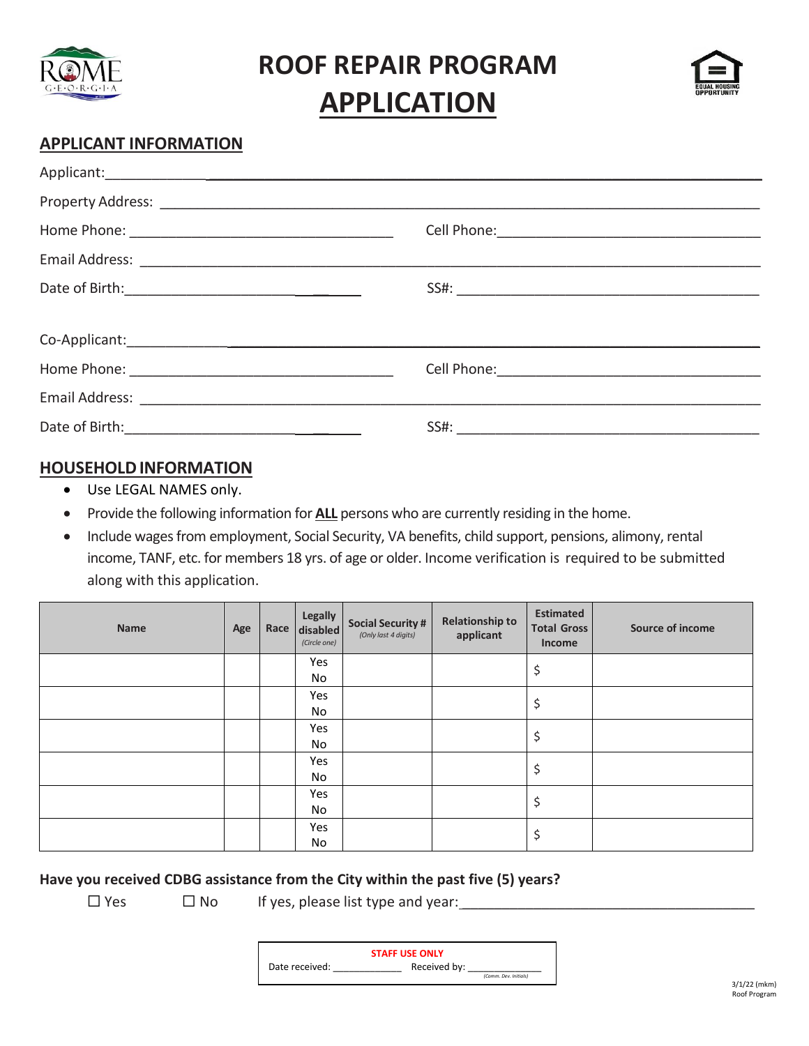# ROOF REPAIR PROGRAM

# APPLICATION

## APPLICANT INFORMATION

Applicant: ____________________________________________

Property Address: ____________________________________________

Home Phone: ______________________ Cell Phone: ______________________

Email Address: ____________________________________________

Date of Birth: ______________________ SS#: ______________________

Co-Applicant: ____________________________________________

Home Phone: ______________________ Cell Phone: ______________________

Email Address: ____________________________________________

Date of Birth: ______________________ SS#: ______________________

## HOUSEHOLD INFORMATION

- Use LEGAL NAMES only.
- Provide the following information for **ALL** persons who are currently residing in the home.
- Include wages from employment, Social Security, VA benefits, child support, pensions, alimony, rental income, TANF, etc. for members 18 yrs. of age or older. Income verification is required to be submitted along with this application.

| Name | Age | Race | Legally disabled *(Circle one)* | Social Security # *(Only last 4 digits)* | Relationship to applicant | Estimated Total Gross Income | Source of income |
|---|---|---|---|---|---|---|---|
| | | | Yes No | | | $ | |
| | | | Yes No | | | $ | |
| | | | Yes No | | | $ | |
| | | | Yes No | | | $ | |
| | | | Yes No | | | $ | |
| | | | Yes No | | | $ | |

**Have you received CDBG assistance from the City within the past five (5) years?**

☐ Yes ☐ No If yes, please list type and year: ______________________

**STAFF USE ONLY**

Date received: ____________ Received by: ____________ *(Comm. Dev. Initials)*

3/1/22 (mkm)
Roof Program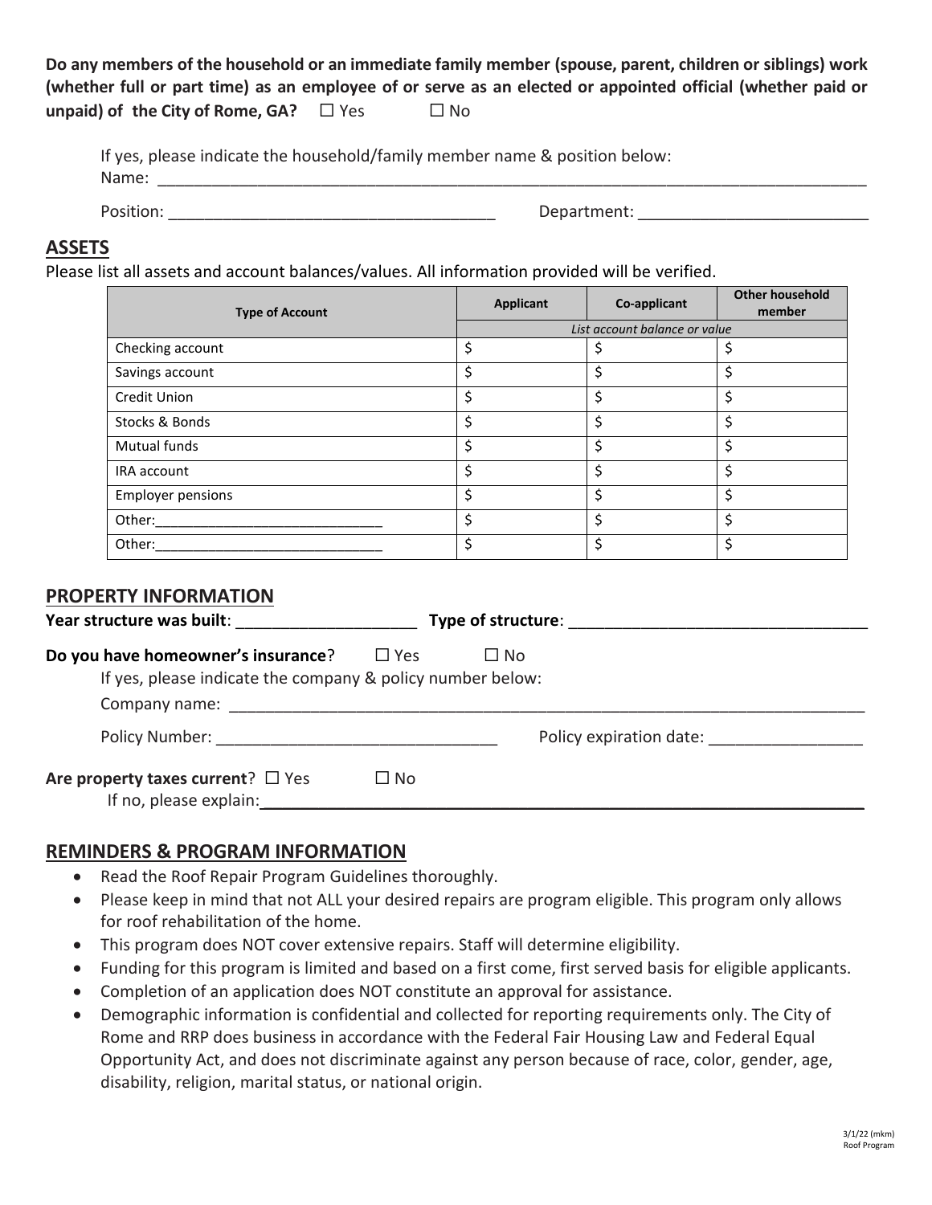**Do any members of the household or an immediate family member (spouse, parent, children or siblings) work (whether full or part time) as an employee of or serve as an elected or appointed official (whether paid or unpaid) of the City of Rome, GA?** ☐ Yes ☐ No

If yes, please indicate the household/family member name & position below:
Name: ___________________________________________________________________________

Position: ___________________________________ Department: _________________________

## ASSETS

Please list all assets and account balances/values. All information provided will be verified.

| Type of Account | Applicant | Co-applicant | Other household member |
|---|---|---|---|
| | *List account balance or value* | | |
| Checking account | $ | $ | $ |
| Savings account | $ | $ | $ |
| Credit Union | $ | $ | $ |
| Stocks & Bonds | $ | $ | $ |
| Mutual funds | $ | $ | $ |
| IRA account | $ | $ | $ |
| Employer pensions | $ | $ | $ |
| Other:____________________________ | $ | $ | $ |
| Other:____________________________ | $ | $ | $ |

## PROPERTY INFORMATION

**Year structure was built**: ____________________ **Type of structure**: _________________________________

**Do you have homeowner's insurance**? ☐ Yes ☐ No
If yes, please indicate the company & policy number below:
Company name: __________________________________________________________________________

Policy Number: _______________________________ Policy expiration date: _________________

**Are property taxes current**? ☐ Yes ☐ No
If no, please explain:_________________________________________________________________

## REMINDERS & PROGRAM INFORMATION

- Read the Roof Repair Program Guidelines thoroughly.
- Please keep in mind that not ALL your desired repairs are program eligible. This program only allows for roof rehabilitation of the home.
- This program does NOT cover extensive repairs. Staff will determine eligibility.
- Funding for this program is limited and based on a first come, first served basis for eligible applicants.
- Completion of an application does NOT constitute an approval for assistance.
- Demographic information is confidential and collected for reporting requirements only. The City of Rome and RRP does business in accordance with the Federal Fair Housing Law and Federal Equal Opportunity Act, and does not discriminate against any person because of race, color, gender, age, disability, religion, marital status, or national origin.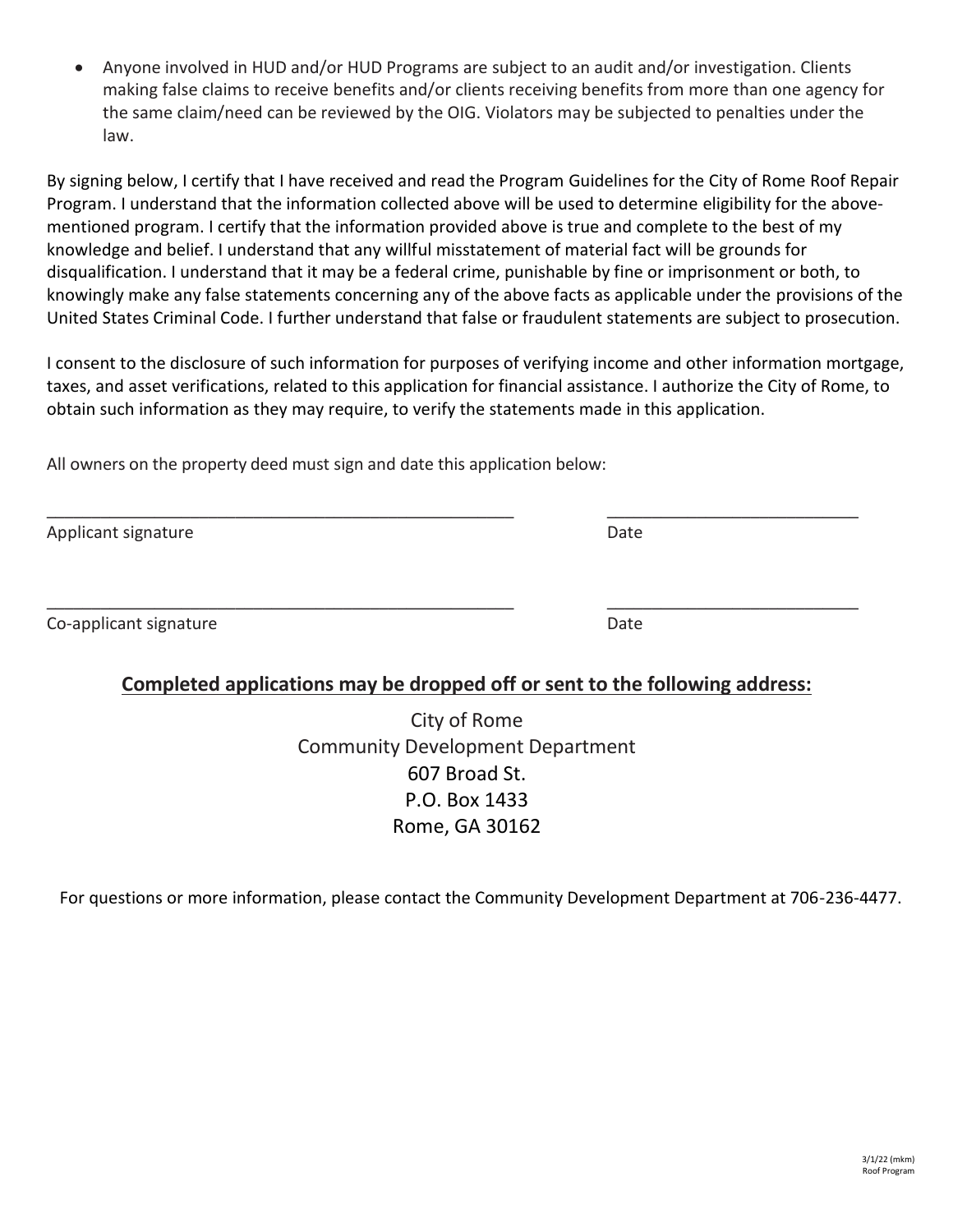- Anyone involved in HUD and/or HUD Programs are subject to an audit and/or investigation. Clients making false claims to receive benefits and/or clients receiving benefits from more than one agency for the same claim/need can be reviewed by the OIG. Violators may be subjected to penalties under the law.

By signing below, I certify that I have received and read the Program Guidelines for the City of Rome Roof Repair Program. I understand that the information collected above will be used to determine eligibility for the above-mentioned program. I certify that the information provided above is true and complete to the best of my knowledge and belief. I understand that any willful misstatement of material fact will be grounds for disqualification. I understand that it may be a federal crime, punishable by fine or imprisonment or both, to knowingly make any false statements concerning any of the above facts as applicable under the provisions of the United States Criminal Code. I further understand that false or fraudulent statements are subject to prosecution.

I consent to the disclosure of such information for purposes of verifying income and other information mortgage, taxes, and asset verifications, related to this application for financial assistance. I authorize the City of Rome, to obtain such information as they may require, to verify the statements made in this application.

All owners on the property deed must sign and date this application below:

_____________________________________________________ ____________________________

Applicant signature Date

_____________________________________________________ ____________________________

Co-applicant signature Date

## Completed applications may be dropped off or sent to the following address:

City of Rome
Community Development Department
607 Broad St.
P.O. Box 1433
Rome, GA 30162

For questions or more information, please contact the Community Development Department at 706-236-4477.

3/1/22 (mkm)
Roof Program